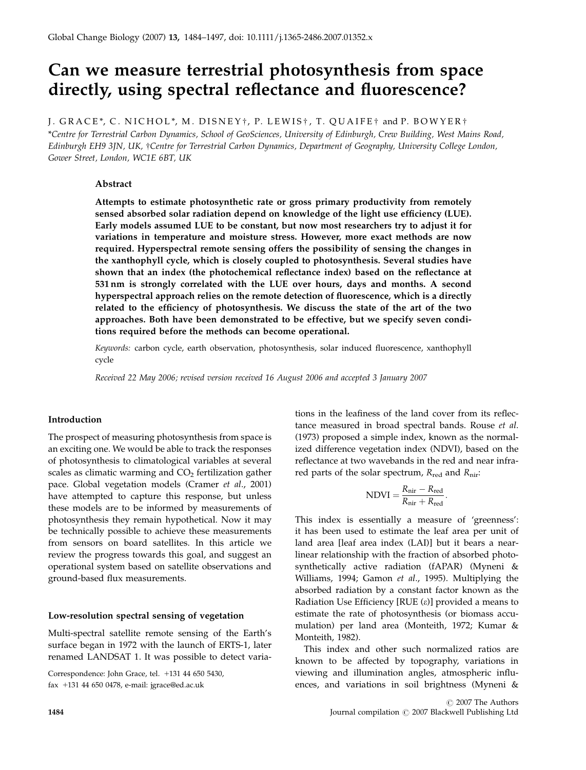# Can we measure terrestrial photosynthesis from space directly, using spectral reflectance and fluorescence?

J. GRACE*, C. NICHOL*, M. DISNEY†, P. LEWIS†, T. QUAIFE† and P. BOWYER†

*Centre for Terrestrial Carbon Dynamics, School of GeoSciences, University of Edinburgh, Crew Building, West Mains Road, Edinburgh EH9 3JN, UK, †Centre for Terrestrial Carbon Dynamics, Department of Geography, University College London, Gower Street, London, WC1E 6BT, UK

## Abstract

**Attempts to estimate photosynthetic rate or gross primary productivity from remotely sensed absorbed solar radiation depend on knowledge of the light use efficiency (LUE). Early models assumed LUE to be constant, but now most researchers try to adjust it for variations in temperature and moisture stress. However, more exact methods are now required. Hyperspectral remote sensing offers the possibility of sensing the changes in the xanthophyll cycle, which is closely coupled to photosynthesis. Several studies have shown that an index (the photochemical reflectance index) based on the reflectance at 531 nm is strongly correlated with the LUE over hours, days and months. A second hyperspectral approach relies on the remote detection of fluorescence, which is a directly related to the efficiency of photosynthesis. We discuss the state of the art of the two approaches. Both have been demonstrated to be effective, but we specify seven conditions required before the methods can become operational.**

*Keywords:* carbon cycle, earth observation, photosynthesis, solar induced fluorescence, xanthophyll cycle

*Received 22 May 2006; revised version received 16 August 2006 and accepted 3 January 2007*

Correspondence: John Grace, tel. +131 44 650 5430, fax +131 44 650 0478, e-mail: jgrace@ed.ac.uk

## Introduction

The prospect of measuring photosynthesis from space is an exciting one. We would be able to track the responses of photosynthesis to climatological variables at several scales as climatic warming and $CO_2$ fertilization gather pace. Global vegetation models (Cramer *et al*., 2001) have attempted to capture this response, but unless these models are to be informed by measurements of photosynthesis they remain hypothetical. Now it may be technically possible to achieve these measurements from sensors on board satellites. In this article we review the progress towards this goal, and suggest an operational system based on satellite observations and ground-based flux measurements.

## Low-resolution spectral sensing of vegetation

Multi-spectral satellite remote sensing of the Earth's surface began in 1972 with the launch of ERTS-1, later renamed LANDSAT 1. It was possible to detect variations in the leafiness of the land cover from its reflectance measured in broad spectral bands. Rouse *et al*. (1973) proposed a simple index, known as the normalized difference vegetation index (NDVI), based on the reflectance at two wavebands in the red and near infrared parts of the solar spectrum, $R_{red}$ and $R_{nir}$:

$$\mathrm{NDVI} = \frac{R_{nir} - R_{red}}{R_{nir} + R_{red}}.$$

This index is essentially a measure of 'greenness': it has been used to estimate the leaf area per unit of land area [leaf area index (LAI)] but it bears a near-linear relationship with the fraction of absorbed photosynthetically active radiation (fAPAR) (Myneni & Williams, 1994; Gamon *et al*., 1995). Multiplying the absorbed radiation by a constant factor known as the Radiation Use Efficiency [RUE ($\varepsilon$)] provided a means to estimate the rate of photosynthesis (or biomass accumulation) per land area (Monteith, 1972; Kumar & Monteith, 1982).

This index and other such normalized ratios are known to be affected by topography, variations in viewing and illumination angles, atmospheric influences, and variations in soil brightness (Myneni &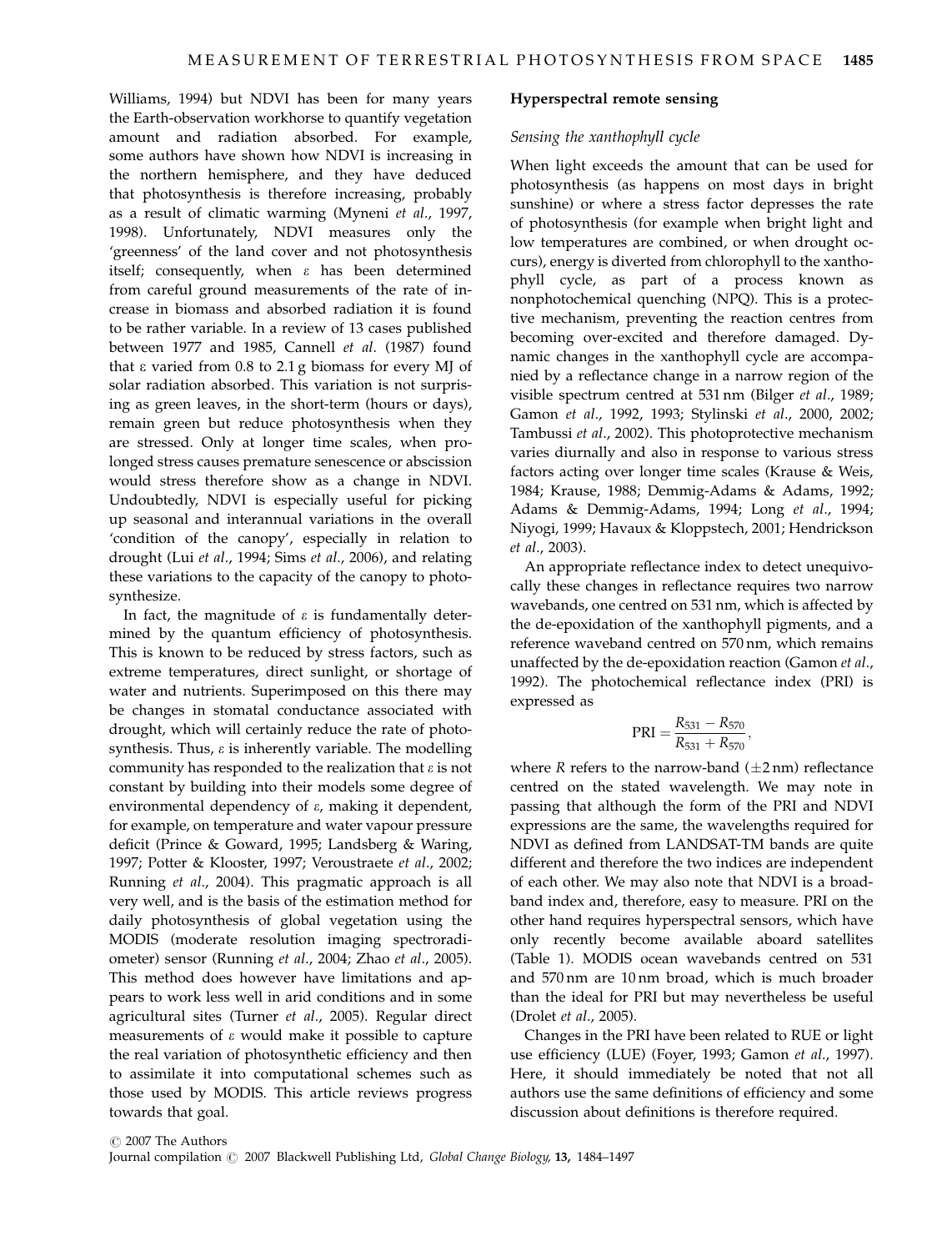Williams, 1994) but NDVI has been for many years the Earth-observation workhorse to quantify vegetation amount and radiation absorbed. For example, some authors have shown how NDVI is increasing in the northern hemisphere, and they have deduced that photosynthesis is therefore increasing, probably as a result of climatic warming (Myneni *et al*., 1997, 1998). Unfortunately, NDVI measures only the 'greenness' of the land cover and not photosynthesis itself; consequently, when $\varepsilon$ has been determined from careful ground measurements of the rate of increase in biomass and absorbed radiation it is found to be rather variable. In a review of 13 cases published between 1977 and 1985, Cannell *et al*. (1987) found that $\varepsilon$ varied from 0.8 to 2.1 g biomass for every MJ of solar radiation absorbed. This variation is not surprising as green leaves, in the short-term (hours or days), remain green but reduce photosynthesis when they are stressed. Only at longer time scales, when prolonged stress causes premature senescence or abscission would stress therefore show as a change in NDVI. Undoubtedly, NDVI is especially useful for picking up seasonal and interannual variations in the overall 'condition of the canopy', especially in relation to drought (Lui *et al*., 1994; Sims *et al*., 2006), and relating these variations to the capacity of the canopy to photosynthesize.

In fact, the magnitude of $\varepsilon$ is fundamentally determined by the quantum efficiency of photosynthesis. This is known to be reduced by stress factors, such as extreme temperatures, direct sunlight, or shortage of water and nutrients. Superimposed on this there may be changes in stomatal conductance associated with drought, which will certainly reduce the rate of photosynthesis. Thus, $\varepsilon$ is inherently variable. The modelling community has responded to the realization that $\varepsilon$ is not constant by building into their models some degree of environmental dependency of $\varepsilon$, making it dependent, for example, on temperature and water vapour pressure deficit (Prince & Goward, 1995; Landsberg & Waring, 1997; Potter & Klooster, 1997; Veroustraete *et al*., 2002; Running *et al*., 2004). This pragmatic approach is all very well, and is the basis of the estimation method for daily photosynthesis of global vegetation using the MODIS (moderate resolution imaging spectroradiometer) sensor (Running *et al*., 2004; Zhao *et al*., 2005). This method does however have limitations and appears to work less well in arid conditions and in some agricultural sites (Turner *et al*., 2005). Regular direct measurements of $\varepsilon$ would make it possible to capture the real variation of photosynthetic efficiency and then to assimilate it into computational schemes such as those used by MODIS. This article reviews progress towards that goal.

## Hyperspectral remote sensing

### *Sensing the xanthophyll cycle*

When light exceeds the amount that can be used for photosynthesis (as happens on most days in bright sunshine) or where a stress factor depresses the rate of photosynthesis (for example when bright light and low temperatures are combined, or when drought occurs), energy is diverted from chlorophyll to the xanthophyll cycle, as part of a process known as nonphotochemical quenching (NPQ). This is a protective mechanism, preventing the reaction centres from becoming over-excited and therefore damaged. Dynamic changes in the xanthophyll cycle are accompanied by a reflectance change in a narrow region of the visible spectrum centred at 531 nm (Bilger *et al*., 1989; Gamon *et al*., 1992, 1993; Stylinski *et al*., 2000, 2002; Tambussi *et al*., 2002). This photoprotective mechanism varies diurnally and also in response to various stress factors acting over longer time scales (Krause & Weis, 1984; Krause, 1988; Demmig-Adams & Adams, 1992; Adams & Demmig-Adams, 1994; Long *et al*., 1994; Niyogi, 1999; Havaux & Kloppstech, 2001; Hendrickson *et al*., 2003).

An appropriate reflectance index to detect unequivocally these changes in reflectance requires two narrow wavebands, one centred on 531 nm, which is affected by the de-epoxidation of the xanthophyll pigments, and a reference waveband centred on 570 nm, which remains unaffected by the de-epoxidation reaction (Gamon *et al*., 1992). The photochemical reflectance index (PRI) is expressed as

$$\mathrm{PRI} = \frac{R_{531} - R_{570}}{R_{531} + R_{570}},$$

where $R$ refers to the narrow-band ($\pm 2$ nm) reflectance centred on the stated wavelength. We may note in passing that although the form of the PRI and NDVI expressions are the same, the wavelengths required for NDVI as defined from LANDSAT-TM bands are quite different and therefore the two indices are independent of each other. We may also note that NDVI is a broadband index and, therefore, easy to measure. PRI on the other hand requires hyperspectral sensors, which have only recently become available aboard satellites (Table 1). MODIS ocean wavebands centred on 531 and 570 nm are 10 nm broad, which is much broader than the ideal for PRI but may nevertheless be useful (Drolet *et al*., 2005).

Changes in the PRI have been related to RUE or light use efficiency (LUE) (Foyer, 1993; Gamon *et al*., 1997). Here, it should immediately be noted that not all authors use the same definitions of efficiency and some discussion about definitions is therefore required.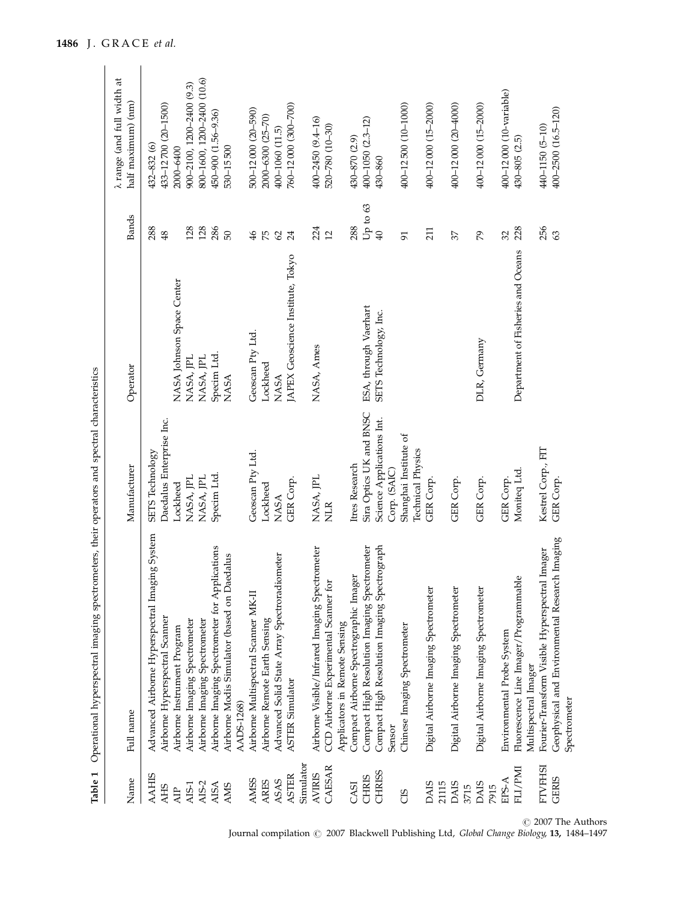**Table 1** Operational hyperspectral imaging spectrometers, their operators and spectral characteristics

| Name | Full name | Manufacturer | Operator | Bands | λ range (and full width at half maximum) (nm) |
|---|---|---|---|---|---|
| AAHIS | Advanced Airborne Hyperspectral Imaging System | SETS Technology | | 288 | 432–832 (6) |
| AHS | Airborne Hyperspectral Scanner | Daedalus Enterprise Inc. | | 48 | 433–12 700 (20–1500) |
| AIP | Airborne Instrument Program | Lockheed | NASA Johnson Space Center | | 2000–6400 |
| AIS-1 | Airborne Imaging Spectrometer | NASA, JPL | NASA, JPL | 128 | 900–2100, 1200–2400 (9.3) |
| AIS-2 | Airborne Imaging Spectrometer | NASA, JPL | NASA, JPL | 128 | 800–1600, 1200–2400 (10.6) |
| AISA | Airborne Imaging Spectrometer for Applications | Specim Ltd. | Specim Ltd. | 286 | 450–900 (1.56–9.36) |
| AMS | Airborne Modis Simulator (based on Daedalus AADS-1268) | | NASA | 50 | 530–15 500 |
| AMSS | Airborne Multispectral Scanner MK-II | Geoscan Pty Ltd. | Geoscan Pty Ltd. | 46 | 500–12 000 (20–590) |
| ARES | Airborne Remote Earth Sensing | Lockheed | Lockheed | 75 | 2000–6300 (25–70) |
| ASAS | Advanced Solid State Array Spectroradiometer | NASA | NASA | 62 | 400–1060 (11.5) |
| ASTER Simulator | ASTER Simulator | GER Corp. | JAPEX Geoscience Institute, Tokyo | 24 | 760–12 000 (300–700) |
| AVIRIS | Airborne Visible/Infrared Imaging Spectrometer | NASA, JPL | NASA, Ames | 224 | 400–2450 (9.4–16) |
| CAESAR | CCD Airborne Experimental Scanner for Applicators in Remote Sensing | NLR | | 12 | 520–780 (10–30) |
| CASI | Compact Airborne Spectrographic Imager | Itres Research | | 288 | 430–870 (2.9) |
| CHRIS | Compact High Resolution Imaging Spectrometer | Sira Optics UK and BNSC | ESA, through Vaerhart | Up to 63 | 400–1050 (2.3–12) |
| CHRISS | Compact High Resolution Imaging Spectrograph Sensor | Science Applications Int. Corp. (SAIC) | SETS Technology, Inc. | 40 | 430–860 |
| CIS | Chinese Imaging Spectrometer | Shanghai Institute of Technical Physics | | 91 | 400–12 500 (10–1000) |
| DAIS 21115 | Digital Airborne Imaging Spectrometer | GER Corp. | | 211 | 400–12 000 (15–2000) |
| DAIS 3715 | Digital Airborne Imaging Spectrometer | GER Corp. | | 37 | 400–12 000 (20–4000) |
| DAIS 7915 | Digital Airborne Imaging Spectrometer | GER Corp. | DLR, Germany | 79 | 400–12 000 (15–2000) |
| EPS-A | Environmental Probe System | GER Corp. | | 32 | 400–12 000 (10-variable) |
| FLI/PMI | Fluorescence Line Imager/Programmable Multispectral Imager | Moniteq Ltd. | Department of Fisheries and Oceans | 228 | 430–805 (2.5) |
| FTVFHSI | Fourier-Transform Visible Hyperspectral Imager | Kestrel Corp., FIT | | 256 | 440–1150 (5–10) |
| GERIS | Geophysical and Environmental Research Imaging Spectrometer | GER Corp. | | 63 | 400–2500 (16.5–120) |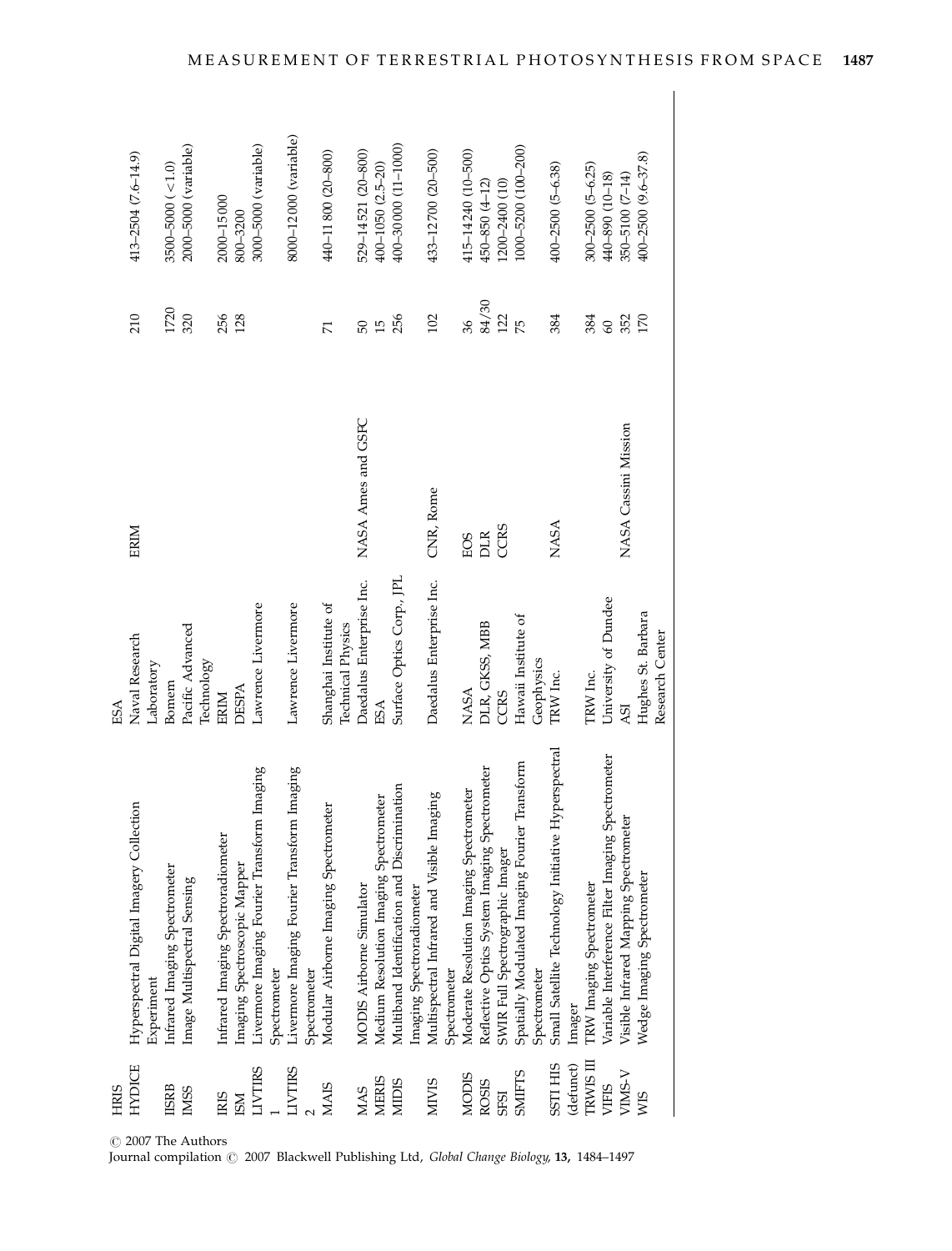| | | | | | |
|---|---|---|---|---|---|
| HRIS | | ESA | | | |
| HYDICE | Hyperspectral Digital Imagery Collection Experiment | Naval Research Laboratory | ERIM | 210 | 413–2504 (7.6–14.9) |
| IISRB | Infrared Imaging Spectrometer | Bomem | | 1720 | 3500–5000 (<1.0) |
| IMSS | Image Multispectral Sensing | Pacific Advanced Technology | | 320 | 2000–5000 (variable) |
| IRIS | Infrared Imaging Spectroradiometer | ERIM | | 256 | 2000–15 000 |
| ISM | Imaging Spectroscopic Mapper | DESPA | | 128 | 800–3200 |
| LIVTIRS 1 | Livermore Imaging Fourier Transform Imaging Spectrometer | Lawrence Livermore | | | 3000–5000 (variable) |
| LIVTIRS 2 | Livermore Imaging Fourier Transform Imaging Spectrometer | Lawrence Livermore | | | 8000–12 000 (variable) |
| MAIS | Modular Airborne Imaging Spectrometer | Shanghai Institute of Technical Physics | | 71 | 440–11 800 (20–800) |
| MAS | MODIS Airborne Simulator | Daedalus Enterprise Inc. | NASA Ames and GSFC | 50 | 529–14 521 (20–800) |
| MERIS | Medium Resolution Imaging Spectrometer | ESA | | 15 | 400–1050 (2.5–20) |
| MIDIS | Multiband Identification and Discrimination Imaging Spectroradiometer | Surface Optics Corp., JPL | | 256 | 400–30 000 (11–1000) |
| MIVIS | Multispectral Infrared and Visible Imaging Spectrometer | Daedalus Enterprise Inc. | CNR, Rome | 102 | 433–12 700 (20–500) |
| MODIS | Moderate Resolution Imaging Spectrometer | NASA | EOS | 36 | 415–14 240 (10–500) |
| ROSIS | Reflective Optics System Imaging Spectrometer | DLR, GKSS, MBB | DLR | 84/30 | 450–850 (4–12) |
| SFSI | SWIR Full Spectrographic Imager | CCRS | CCRS | 122 | 1200–2400 (10) |
| SMIFTS | Spatially Modulated Imaging Fourier Transform Spectrometer | Hawaii Institute of Geophysics | | 75 | 1000–5200 (100–200) |
| SSTI HIS (defunct) | Small Satellite Technology Initiative Hyperspectral Imager | TRW Inc. | NASA | 384 | 400–2500 (5–6.38) |
| TRWIS III | TRW Imaging Spectrometer | TRW Inc. | | 384 | 300–2500 (5–6.25) |
| VIFIS | Variable Interference Filter Imaging Spectrometer | University of Dundee | | 60 | 440–890 (10–18) |
| VIMS-V | Visible Infrared Mapping Spectrometer | ASI | NASA Cassini Mission | 352 | 350–5100 (7–14) |
| WIS | Wedge Imaging Spectrometer | Hughes St. Barbara Research Center | | 170 | 400–2500 (9.6–37.8) |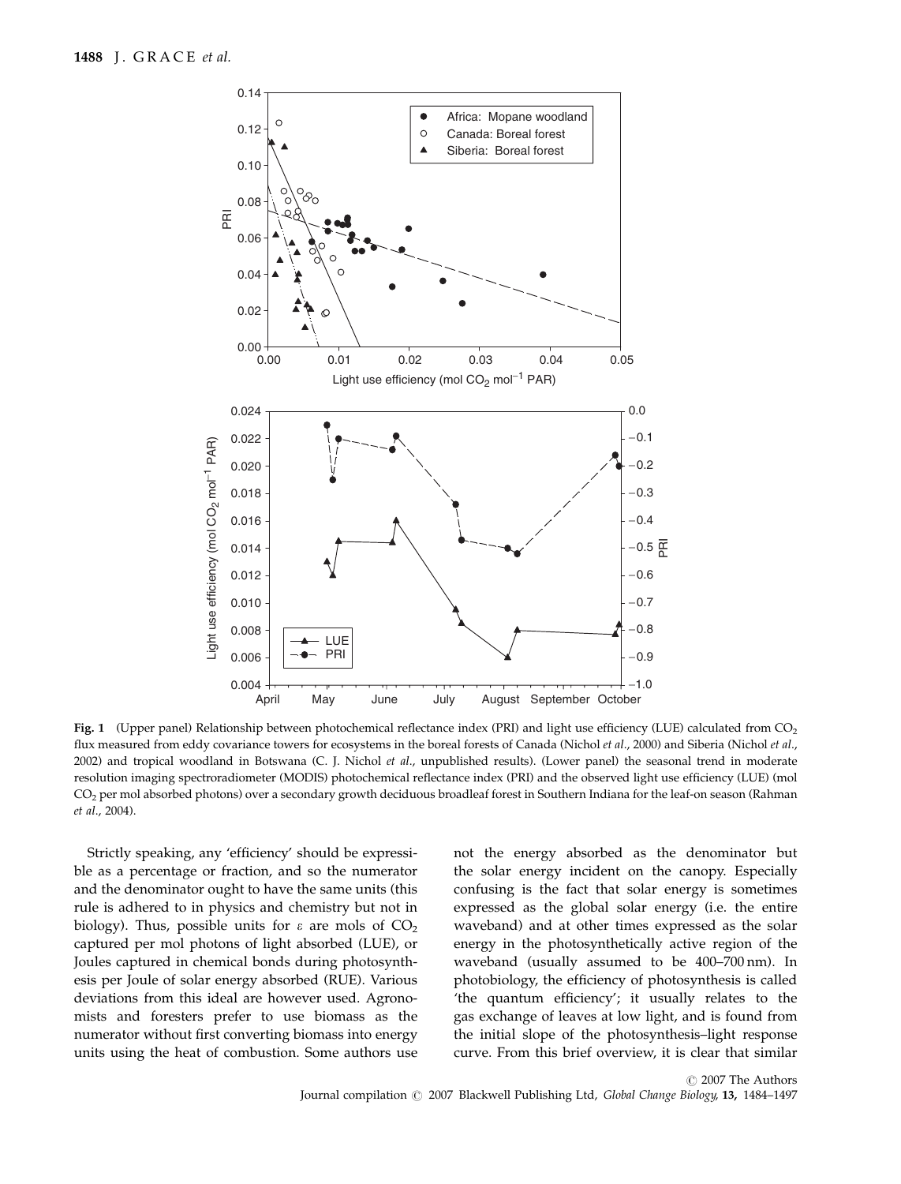**Fig. 1** (Upper panel) Relationship between photochemical reflectance index (PRI) and light use efficiency (LUE) calculated from $CO_2$ flux measured from eddy covariance towers for ecosystems in the boreal forests of Canada (Nichol *et al*., 2000) and Siberia (Nichol *et al*., 2002) and tropical woodland in Botswana (C. J. Nichol *et al*., unpublished results). (Lower panel) the seasonal trend in moderate resolution imaging spectroradiometer (MODIS) photochemical reflectance index (PRI) and the observed light use efficiency (LUE) (mol $CO_2$ per mol absorbed photons) over a secondary growth deciduous broadleaf forest in Southern Indiana for the leaf-on season (Rahman *et al*., 2004).

Strictly speaking, any 'efficiency' should be expressible as a percentage or fraction, and so the numerator and the denominator ought to have the same units (this rule is adhered to in physics and chemistry but not in biology). Thus, possible units for $\varepsilon$ are mols of $CO_2$ captured per mol photons of light absorbed (LUE), or Joules captured in chemical bonds during photosynthesis per Joule of solar energy absorbed (RUE). Various deviations from this ideal are however used. Agronomists and foresters prefer to use biomass as the numerator without first converting biomass into energy units using the heat of combustion. Some authors use not the energy absorbed as the denominator but the solar energy incident on the canopy. Especially confusing is the fact that solar energy is sometimes expressed as the global solar energy (i.e. the entire waveband) and at other times expressed as the solar energy in the photosynthetically active region of the waveband (usually assumed to be 400–700 nm). In photobiology, the efficiency of photosynthesis is called 'the quantum efficiency'; it usually relates to the gas exchange of leaves at low light, and is found from the initial slope of the photosynthesis–light response curve. From this brief overview, it is clear that similar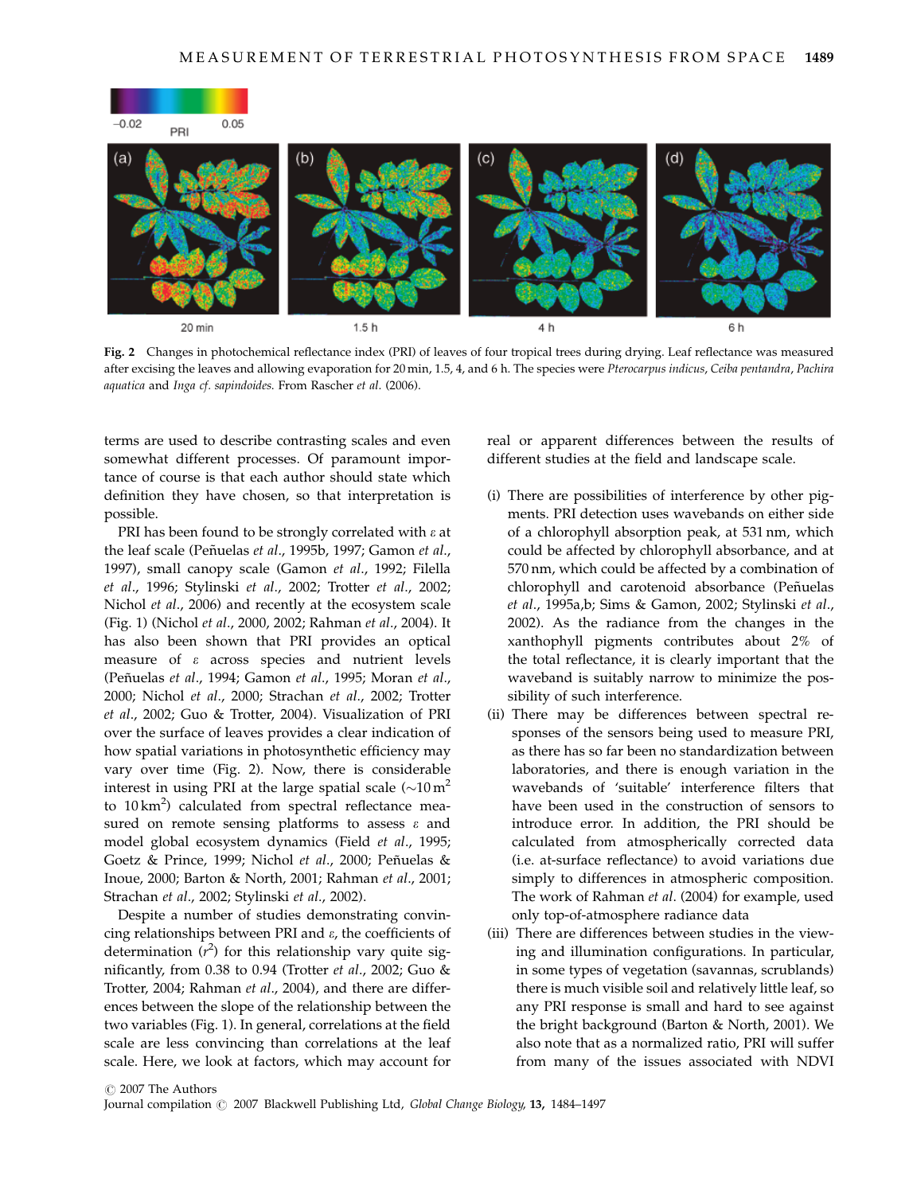**Fig. 2** Changes in photochemical reflectance index (PRI) of leaves of four tropical trees during drying. Leaf reflectance was measured after excising the leaves and allowing evaporation for 20 min, 1.5, 4, and 6 h. The species were *Pterocarpus indicus*, *Ceiba pentandra*, *Pachira aquatica* and *Inga cf. sapindoides*. From Rascher *et al*. (2006).

terms are used to describe contrasting scales and even somewhat different processes. Of paramount importance of course is that each author should state which definition they have chosen, so that interpretation is possible.

PRI has been found to be strongly correlated with $\varepsilon$ at the leaf scale (Peñuelas *et al*., 1995b, 1997; Gamon *et al*., 1997), small canopy scale (Gamon *et al*., 1992; Filella *et al*., 1996; Stylinski *et al*., 2002; Trotter *et al*., 2002; Nichol *et al*., 2006) and recently at the ecosystem scale (Fig. 1) (Nichol *et al*., 2000, 2002; Rahman *et al*., 2004). It has also been shown that PRI provides an optical measure of $\varepsilon$ across species and nutrient levels (Peñuelas *et al*., 1994; Gamon *et al*., 1995; Moran *et al*., 2000; Nichol *et al*., 2000; Strachan *et al*., 2002; Trotter *et al*., 2002; Guo & Trotter, 2004). Visualization of PRI over the surface of leaves provides a clear indication of how spatial variations in photosynthetic efficiency may vary over time (Fig. 2). Now, there is considerable interest in using PRI at the large spatial scale (~10 $m^2$ to 10 $km^2$) calculated from spectral reflectance measured on remote sensing platforms to assess $\varepsilon$ and model global ecosystem dynamics (Field *et al*., 1995; Goetz & Prince, 1999; Nichol *et al*., 2000; Peñuelas & Inoue, 2000; Barton & North, 2001; Rahman *et al*., 2001; Strachan *et al*., 2002; Stylinski *et al*., 2002).

Despite a number of studies demonstrating convincing relationships between PRI and $\varepsilon$, the coefficients of determination ($r^2$) for this relationship vary quite significantly, from 0.38 to 0.94 (Trotter *et al*., 2002; Guo & Trotter, 2004; Rahman *et al*., 2004), and there are differences between the slope of the relationship between the two variables (Fig. 1). In general, correlations at the field scale are less convincing than correlations at the leaf scale. Here, we look at factors, which may account for real or apparent differences between the results of different studies at the field and landscape scale.

(i) There are possibilities of interference by other pigments. PRI detection uses wavebands on either side of a chlorophyll absorption peak, at 531 nm, which could be affected by chlorophyll absorbance, and at 570 nm, which could be affected by a combination of chlorophyll and carotenoid absorbance (Peñuelas *et al*., 1995a,b; Sims & Gamon, 2002; Stylinski *et al*., 2002). As the radiance from the changes in the xanthophyll pigments contributes about 2% of the total reflectance, it is clearly important that the waveband is suitably narrow to minimize the possibility of such interference.

(ii) There may be differences between spectral responses of the sensors being used to measure PRI, as there has so far been no standardization between laboratories, and there is enough variation in the wavebands of 'suitable' interference filters that have been used in the construction of sensors to introduce error. In addition, the PRI should be calculated from atmospherically corrected data (i.e. at-surface reflectance) to avoid variations due simply to differences in atmospheric composition. The work of Rahman *et al*. (2004) for example, used only top-of-atmosphere radiance data

(iii) There are differences between studies in the viewing and illumination configurations. In particular, in some types of vegetation (savannas, scrublands) there is much visible soil and relatively little leaf, so any PRI response is small and hard to see against the bright background (Barton & North, 2001). We also note that as a normalized ratio, PRI will suffer from many of the issues associated with NDVI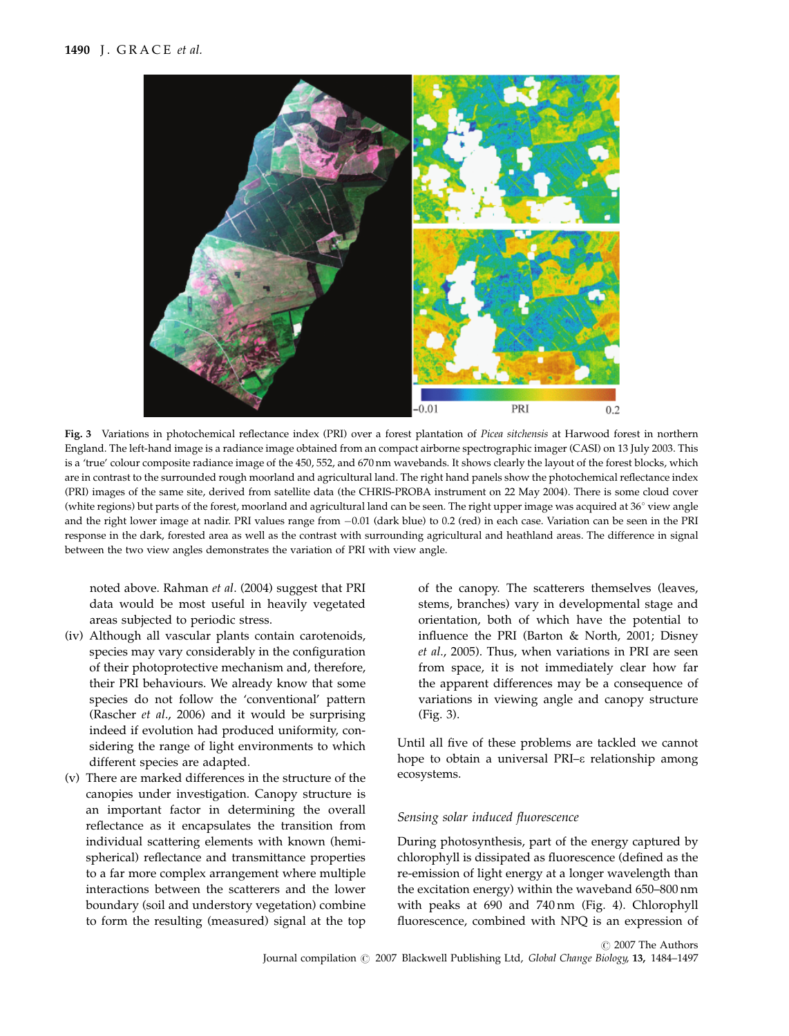Fig. 3 Variations in photochemical reflectance index (PRI) over a forest plantation of *Picea sitchensis* at Harwood forest in northern England. The left-hand image is a radiance image obtained from an compact airborne spectrographic imager (CASI) on 13 July 2003. This is a 'true' colour composite radiance image of the 450, 552, and 670 nm wavebands. It shows clearly the layout of the forest blocks, which are in contrast to the surrounded rough moorland and agricultural land. The right hand panels show the photochemical reflectance index (PRI) images of the same site, derived from satellite data (the CHRIS-PROBA instrument on 22 May 2004). There is some cloud cover (white regions) but parts of the forest, moorland and agricultural land can be seen. The right upper image was acquired at 36° view angle and the right lower image at nadir. PRI values range from −0.01 (dark blue) to 0.2 (red) in each case. Variation can be seen in the PRI response in the dark, forested area as well as the contrast with surrounding agricultural and heathland areas. The difference in signal between the two view angles demonstrates the variation of PRI with view angle.

noted above. Rahman *et al*. (2004) suggest that PRI data would be most useful in heavily vegetated areas subjected to periodic stress.

(iv) Although all vascular plants contain carotenoids, species may vary considerably in the configuration of their photoprotective mechanism and, therefore, their PRI behaviours. We already know that some species do not follow the 'conventional' pattern (Rascher *et al*., 2006) and it would be surprising indeed if evolution had produced uniformity, considering the range of light environments to which different species are adapted.

(v) There are marked differences in the structure of the canopies under investigation. Canopy structure is an important factor in determining the overall reflectance as it encapsulates the transition from individual scattering elements with known (hemispherical) reflectance and transmittance properties to a far more complex arrangement where multiple interactions between the scatterers and the lower boundary (soil and understory vegetation) combine to form the resulting (measured) signal at the top of the canopy. The scatterers themselves (leaves, stems, branches) vary in developmental stage and orientation, both of which have the potential to influence the PRI (Barton & North, 2001; Disney *et al*., 2005). Thus, when variations in PRI are seen from space, it is not immediately clear how far the apparent differences may be a consequence of variations in viewing angle and canopy structure (Fig. 3).

Until all five of these problems are tackled we cannot hope to obtain a universal PRI–ε relationship among ecosystems.

### *Sensing solar induced fluorescence*

During photosynthesis, part of the energy captured by chlorophyll is dissipated as fluorescence (defined as the re-emission of light energy at a longer wavelength than the excitation energy) within the waveband 650–800 nm with peaks at 690 and 740 nm (Fig. 4). Chlorophyll fluorescence, combined with NPQ is an expression of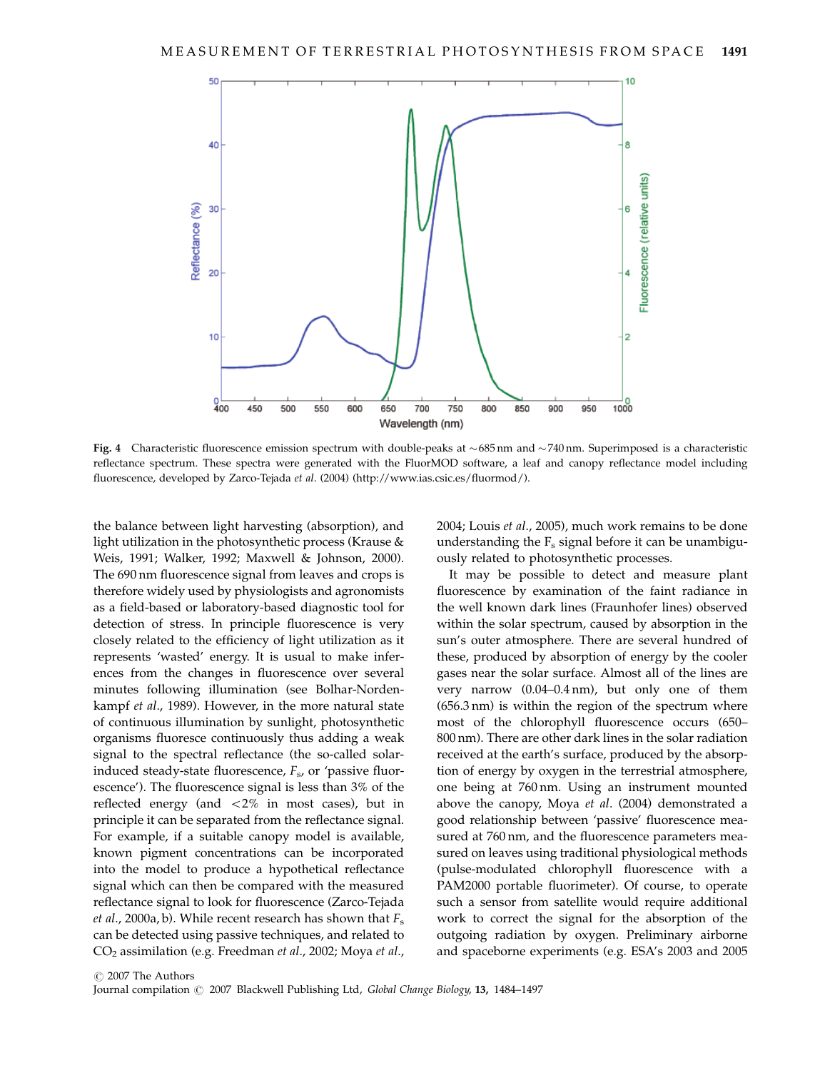Fig. 4 Characteristic fluorescence emission spectrum with double-peaks at ~685 nm and ~740 nm. Superimposed is a characteristic reflectance spectrum. These spectra were generated with the FluorMOD software, a leaf and canopy reflectance model including fluorescence, developed by Zarco-Tejada *et al.* (2004) (http://www.ias.csic.es/fluormod/).

the balance between light harvesting (absorption), and light utilization in the photosynthetic process (Krause & Weis, 1991; Walker, 1992; Maxwell & Johnson, 2000). The 690 nm fluorescence signal from leaves and crops is therefore widely used by physiologists and agronomists as a field-based or laboratory-based diagnostic tool for detection of stress. In principle fluorescence is very closely related to the efficiency of light utilization as it represents 'wasted' energy. It is usual to make inferences from the changes in fluorescence over several minutes following illumination (see Bolhar-Nordenkampf *et al.*, 1989). However, in the more natural state of continuous illumination by sunlight, photosynthetic organisms fluoresce continuously thus adding a weak signal to the spectral reflectance (the so-called solar-induced steady-state fluorescence, $F_s$, or 'passive fluorescence'). The fluorescence signal is less than 3% of the reflected energy (and <2% in most cases), but in principle it can be separated from the reflectance signal. For example, if a suitable canopy model is available, known pigment concentrations can be incorporated into the model to produce a hypothetical reflectance signal which can then be compared with the measured reflectance signal to look for fluorescence (Zarco-Tejada *et al.*, 2000a, b). While recent research has shown that $F_s$ can be detected using passive techniques, and related to $CO_2$ assimilation (e.g. Freedman *et al.*, 2002; Moya *et al.*, 2004; Louis *et al.*, 2005), much work remains to be done understanding the $F_s$ signal before it can be unambiguously related to photosynthetic processes.

It may be possible to detect and measure plant fluorescence by examination of the faint radiance in the well known dark lines (Fraunhofer lines) observed within the solar spectrum, caused by absorption in the sun's outer atmosphere. There are several hundred of these, produced by absorption of energy by the cooler gases near the solar surface. Almost all of the lines are very narrow (0.04–0.4 nm), but only one of them (656.3 nm) is within the region of the spectrum where most of the chlorophyll fluorescence occurs (650–800 nm). There are other dark lines in the solar radiation received at the earth's surface, produced by the absorption of energy by oxygen in the terrestrial atmosphere, one being at 760 nm. Using an instrument mounted above the canopy, Moya *et al.* (2004) demonstrated a good relationship between 'passive' fluorescence measured at 760 nm, and the fluorescence parameters measured on leaves using traditional physiological methods (pulse-modulated chlorophyll fluorescence with a PAM2000 portable fluorimeter). Of course, to operate such a sensor from satellite would require additional work to correct the signal for the absorption of the outgoing radiation by oxygen. Preliminary airborne and spaceborne experiments (e.g. ESA's 2003 and 2005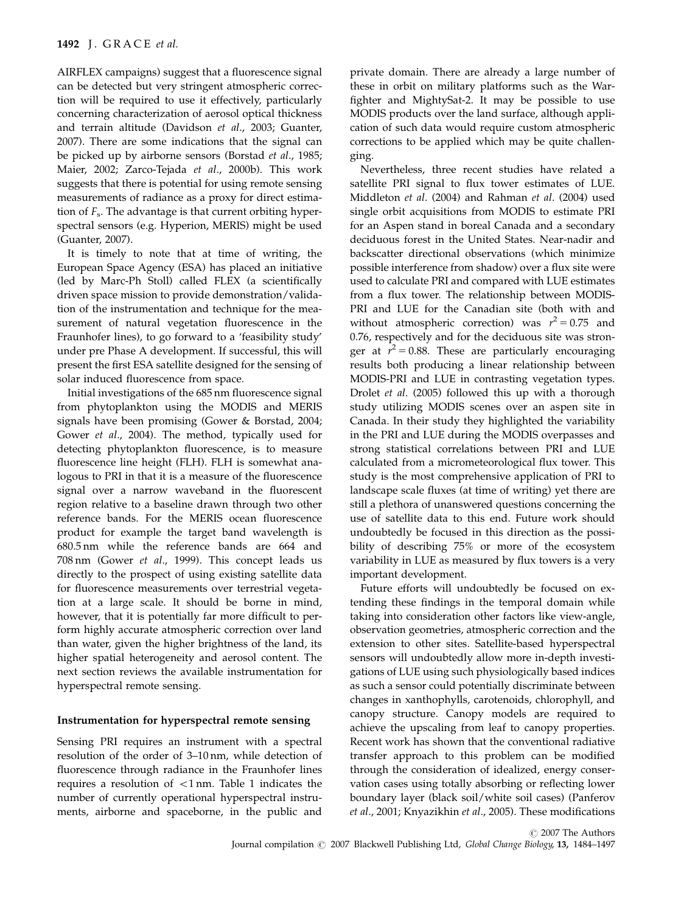AIRFLEX campaigns) suggest that a fluorescence signal can be detected but very stringent atmospheric correction will be required to use it effectively, particularly concerning characterization of aerosol optical thickness and terrain altitude (Davidson *et al*., 2003; Guanter, 2007). There are some indications that the signal can be picked up by airborne sensors (Borstad *et al*., 1985; Maier, 2002; Zarco-Tejada *et al*., 2000b). This work suggests that there is potential for using remote sensing measurements of radiance as a proxy for direct estimation of $F_s$. The advantage is that current orbiting hyperspectral sensors (e.g. Hyperion, MERIS) might be used (Guanter, 2007).

It is timely to note that at time of writing, the European Space Agency (ESA) has placed an initiative (led by Marc-Ph Stoll) called FLEX (a scientifically driven space mission to provide demonstration/validation of the instrumentation and technique for the measurement of natural vegetation fluorescence in the Fraunhofer lines), to go forward to a 'feasibility study' under pre Phase A development. If successful, this will present the first ESA satellite designed for the sensing of solar induced fluorescence from space.

Initial investigations of the 685 nm fluorescence signal from phytoplankton using the MODIS and MERIS signals have been promising (Gower & Borstad, 2004; Gower *et al*., 2004). The method, typically used for detecting phytoplankton fluorescence, is to measure fluorescence line height (FLH). FLH is somewhat analogous to PRI in that it is a measure of the fluorescence signal over a narrow waveband in the fluorescent region relative to a baseline drawn through two other reference bands. For the MERIS ocean fluorescence product for example the target band wavelength is 680.5 nm while the reference bands are 664 and 708 nm (Gower *et al*., 1999). This concept leads us directly to the prospect of using existing satellite data for fluorescence measurements over terrestrial vegetation at a large scale. It should be borne in mind, however, that it is potentially far more difficult to perform highly accurate atmospheric correction over land than water, given the higher brightness of the land, its higher spatial heterogeneity and aerosol content. The next section reviews the available instrumentation for hyperspectral remote sensing.

## Instrumentation for hyperspectral remote sensing

Sensing PRI requires an instrument with a spectral resolution of the order of 3–10 nm, while detection of fluorescence through radiance in the Fraunhofer lines requires a resolution of $<1$ nm. Table 1 indicates the number of currently operational hyperspectral instruments, airborne and spaceborne, in the public and private domain. There are already a large number of these in orbit on military platforms such as the Warfighter and MightySat-2. It may be possible to use MODIS products over the land surface, although application of such data would require custom atmospheric corrections to be applied which may be quite challenging.

Nevertheless, three recent studies have related a satellite PRI signal to flux tower estimates of LUE. Middleton *et al*. (2004) and Rahman *et al*. (2004) used single orbit acquisitions from MODIS to estimate PRI for an Aspen stand in boreal Canada and a secondary deciduous forest in the United States. Near-nadir and backscatter directional observations (which minimize possible interference from shadow) over a flux site were used to calculate PRI and compared with LUE estimates from a flux tower. The relationship between MODIS-PRI and LUE for the Canadian site (both with and without atmospheric correction) was $r^2 = 0.75$ and 0.76, respectively and for the deciduous site was stronger at $r^2 = 0.88$. These are particularly encouraging results both producing a linear relationship between MODIS-PRI and LUE in contrasting vegetation types. Drolet *et al*. (2005) followed this up with a thorough study utilizing MODIS scenes over an aspen site in Canada. In their study they highlighted the variability in the PRI and LUE during the MODIS overpasses and strong statistical correlations between PRI and LUE calculated from a micrometeorological flux tower. This study is the most comprehensive application of PRI to landscape scale fluxes (at time of writing) yet there are still a plethora of unanswered questions concerning the use of satellite data to this end. Future work should undoubtedly be focused in this direction as the possibility of describing 75% or more of the ecosystem variability in LUE as measured by flux towers is a very important development.

Future efforts will undoubtedly be focused on extending these findings in the temporal domain while taking into consideration other factors like view-angle, observation geometries, atmospheric correction and the extension to other sites. Satellite-based hyperspectral sensors will undoubtedly allow more in-depth investigations of LUE using such physiologically based indices as such a sensor could potentially discriminate between changes in xanthophylls, carotenoids, chlorophyll, and canopy structure. Canopy models are required to achieve the upscaling from leaf to canopy properties. Recent work has shown that the conventional radiative transfer approach to this problem can be modified through the consideration of idealized, energy conservation cases using totally absorbing or reflecting lower boundary layer (black soil/white soil cases) (Panferov *et al*., 2001; Knyazikhin *et al*., 2005). These modifications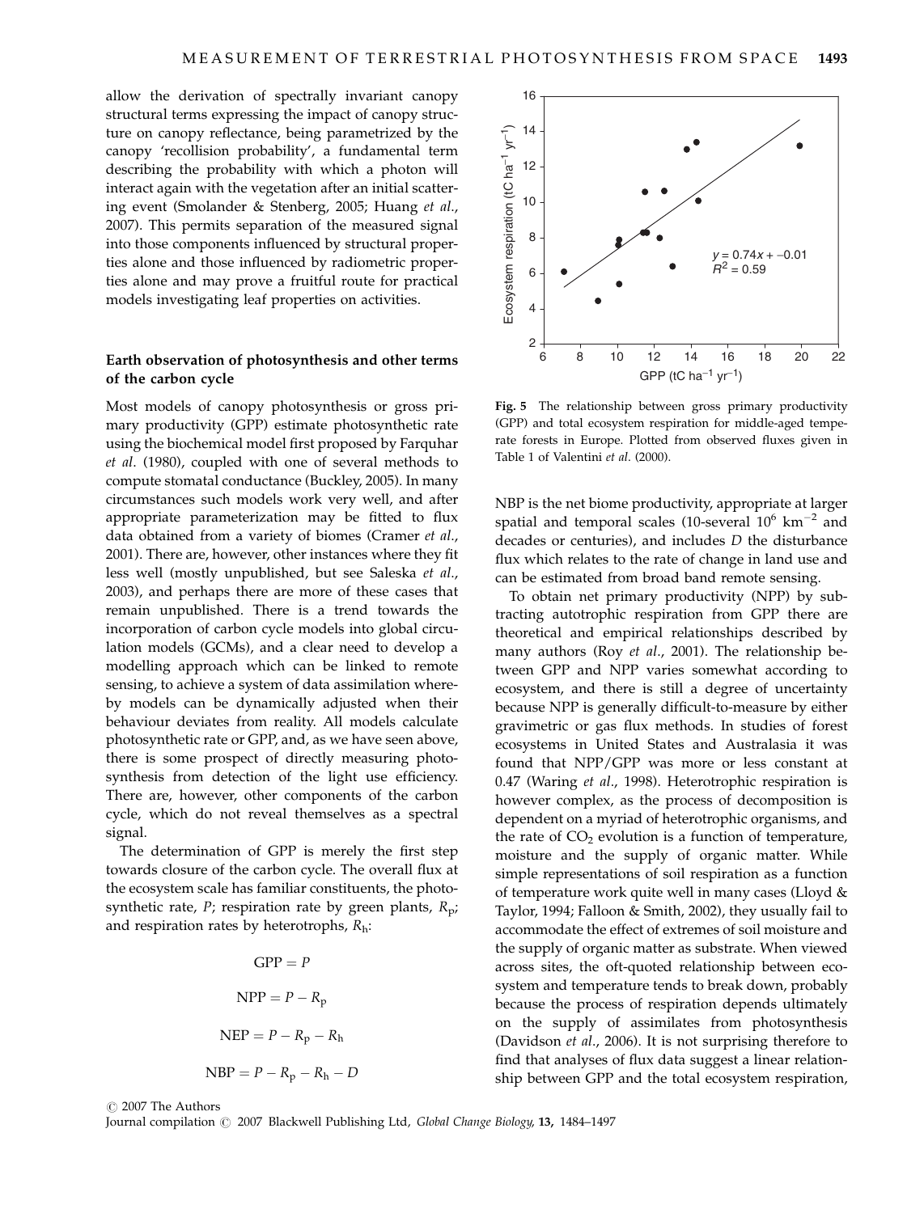allow the derivation of spectrally invariant canopy structural terms expressing the impact of canopy structure on canopy reflectance, being parametrized by the canopy 'recollision probability', a fundamental term describing the probability with which a photon will interact again with the vegetation after an initial scattering event (Smolander & Stenberg, 2005; Huang *et al.*, 2007). This permits separation of the measured signal into those components influenced by structural properties alone and those influenced by radiometric properties alone and may prove a fruitful route for practical models investigating leaf properties on activities.

### Earth observation of photosynthesis and other terms of the carbon cycle

Most models of canopy photosynthesis or gross primary productivity (GPP) estimate photosynthetic rate using the biochemical model first proposed by Farquhar *et al*. (1980), coupled with one of several methods to compute stomatal conductance (Buckley, 2005). In many circumstances such models work very well, and after appropriate parameterization may be fitted to flux data obtained from a variety of biomes (Cramer *et al.*, 2001). There are, however, other instances where they fit less well (mostly unpublished, but see Saleska *et al.*, 2003), and perhaps there are more of these cases that remain unpublished. There is a trend towards the incorporation of carbon cycle models into global circulation models (GCMs), and a clear need to develop a modelling approach which can be linked to remote sensing, to achieve a system of data assimilation whereby models can be dynamically adjusted when their behaviour deviates from reality. All models calculate photosynthetic rate or GPP, and, as we have seen above, there is some prospect of directly measuring photosynthesis from detection of the light use efficiency. There are, however, other components of the carbon cycle, which do not reveal themselves as a spectral signal.

The determination of GPP is merely the first step towards closure of the carbon cycle. The overall flux at the ecosystem scale has familiar constituents, the photosynthetic rate, $P$; respiration rate by green plants, $R_p$; and respiration rates by heterotrophs, $R_h$:

$$\mathrm{GPP} = P$$

$$\mathrm{NPP} = P - R_p$$

$$\mathrm{NEP} = P - R_p - R_h$$

$$\mathrm{NBP} = P - R_p - R_h - D$$

Fig. 5 The relationship between gross primary productivity (GPP) and total ecosystem respiration for middle-aged temperate forests in Europe. Plotted from observed fluxes given in Table 1 of Valentini *et al*. (2000).

NBP is the net biome productivity, appropriate at larger spatial and temporal scales (10-several $10^6$ $\mathrm{km}^{-2}$ and decades or centuries), and includes $D$ the disturbance flux which relates to the rate of change in land use and can be estimated from broad band remote sensing.

To obtain net primary productivity (NPP) by subtracting autotrophic respiration from GPP there are theoretical and empirical relationships described by many authors (Roy *et al.*, 2001). The relationship between GPP and NPP varies somewhat according to ecosystem, and there is still a degree of uncertainty because NPP is generally difficult-to-measure by either gravimetric or gas flux methods. In studies of forest ecosystems in United States and Australasia it was found that NPP/GPP was more or less constant at 0.47 (Waring *et al.*, 1998). Heterotrophic respiration is however complex, as the process of decomposition is dependent on a myriad of heterotrophic organisms, and the rate of $CO_2$ evolution is a function of temperature, moisture and the supply of organic matter. While simple representations of soil respiration as a function of temperature work quite well in many cases (Lloyd & Taylor, 1994; Falloon & Smith, 2002), they usually fail to accommodate the effect of extremes of soil moisture and the supply of organic matter as substrate. When viewed across sites, the oft-quoted relationship between ecosystem and temperature tends to break down, probably because the process of respiration depends ultimately on the supply of assimilates from photosynthesis (Davidson *et al.*, 2006). It is not surprising therefore to find that analyses of flux data suggest a linear relationship between GPP and the total ecosystem respiration,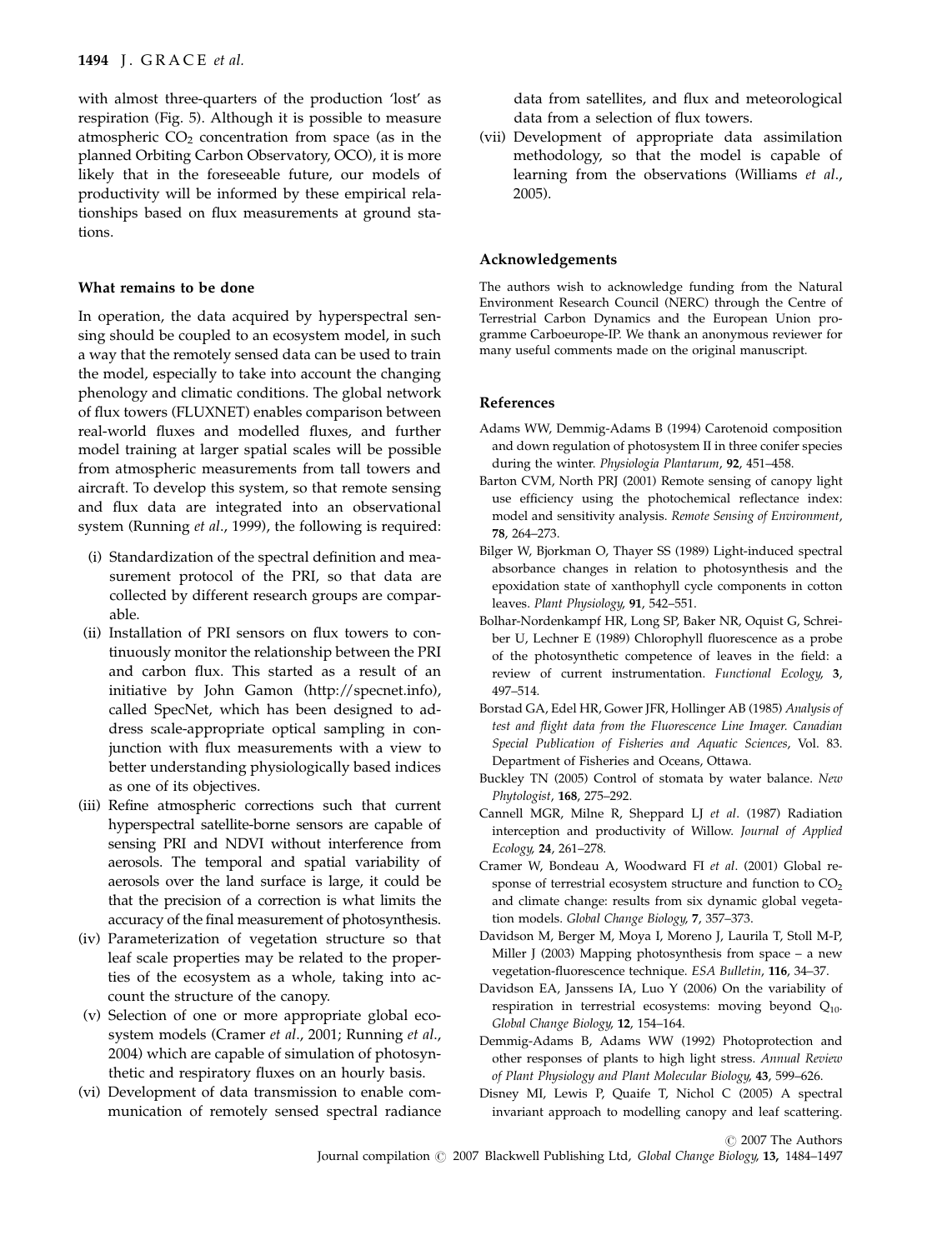with almost three-quarters of the production 'lost' as respiration (Fig. 5). Although it is possible to measure atmospheric $CO_2$ concentration from space (as in the planned Orbiting Carbon Observatory, OCO), it is more likely that in the foreseeable future, our models of productivity will be informed by these empirical relationships based on flux measurements at ground stations.

## What remains to be done

In operation, the data acquired by hyperspectral sensing should be coupled to an ecosystem model, in such a way that the remotely sensed data can be used to train the model, especially to take into account the changing phenology and climatic conditions. The global network of flux towers (FLUXNET) enables comparison between real-world fluxes and modelled fluxes, and further model training at larger spatial scales will be possible from atmospheric measurements from tall towers and aircraft. To develop this system, so that remote sensing and flux data are integrated into an observational system (Running *et al*., 1999), the following is required:

(i) Standardization of the spectral definition and measurement protocol of the PRI, so that data are collected by different research groups are comparable.
(ii) Installation of PRI sensors on flux towers to continuously monitor the relationship between the PRI and carbon flux. This started as a result of an initiative by John Gamon (http://specnet.info), called SpecNet, which has been designed to address scale-appropriate optical sampling in conjunction with flux measurements with a view to better understanding physiologically based indices as one of its objectives.
(iii) Refine atmospheric corrections such that current hyperspectral satellite-borne sensors are capable of sensing PRI and NDVI without interference from aerosols. The temporal and spatial variability of aerosols over the land surface is large, it could be that the precision of a correction is what limits the accuracy of the final measurement of photosynthesis.
(iv) Parameterization of vegetation structure so that leaf scale properties may be related to the properties of the ecosystem as a whole, taking into account the structure of the canopy.
(v) Selection of one or more appropriate global ecosystem models (Cramer *et al*., 2001; Running *et al*., 2004) which are capable of simulation of photosynthetic and respiratory fluxes on an hourly basis.
(vi) Development of data transmission to enable communication of remotely sensed spectral radiance data from satellites, and flux and meteorological data from a selection of flux towers.
(vii) Development of appropriate data assimilation methodology, so that the model is capable of learning from the observations (Williams *et al*., 2005).

## Acknowledgements

The authors wish to acknowledge funding from the Natural Environment Research Council (NERC) through the Centre of Terrestrial Carbon Dynamics and the European Union programme Carboeurope-IP. We thank an anonymous reviewer for many useful comments made on the original manuscript.

## References

Adams WW, Demmig-Adams B (1994) Carotenoid composition and down regulation of photosystem II in three conifer species during the winter. *Physiologia Plantarum*, **92**, 451–458.

Barton CVM, North PRJ (2001) Remote sensing of canopy light use efficiency using the photochemical reflectance index: model and sensitivity analysis. *Remote Sensing of Environment*, **78**, 264–273.

Bilger W, Bjorkman O, Thayer SS (1989) Light-induced spectral absorbance changes in relation to photosynthesis and the epoxidation state of xanthophyll cycle components in cotton leaves. *Plant Physiology*, **91**, 542–551.

Bolhar-Nordenkampf HR, Long SP, Baker NR, Oquist G, Schreiber U, Lechner E (1989) Chlorophyll fluorescence as a probe of the photosynthetic competence of leaves in the field: a review of current instrumentation. *Functional Ecology*, **3**, 497–514.

Borstad GA, Edel HR, Gower JFR, Hollinger AB (1985) *Analysis of test and flight data from the Fluorescence Line Imager. Canadian Special Publication of Fisheries and Aquatic Sciences*, Vol. 83. Department of Fisheries and Oceans, Ottawa.

Buckley TN (2005) Control of stomata by water balance. *New Phytologist*, **168**, 275–292.

Cannell MGR, Milne R, Sheppard LJ *et al*. (1987) Radiation interception and productivity of Willow. *Journal of Applied Ecology*, **24**, 261–278.

Cramer W, Bondeau A, Woodward FI *et al*. (2001) Global response of terrestrial ecosystem structure and function to $CO_2$ and climate change: results from six dynamic global vegetation models. *Global Change Biology*, **7**, 357–373.

Davidson M, Berger M, Moya I, Moreno J, Laurila T, Stoll M-P, Miller J (2003) Mapping photosynthesis from space – a new vegetation-fluorescence technique. *ESA Bulletin*, **116**, 34–37.

Davidson EA, Janssens IA, Luo Y (2006) On the variability of respiration in terrestrial ecosystems: moving beyond $Q_{10}$. *Global Change Biology*, **12**, 154–164.

Demmig-Adams B, Adams WW (1992) Photoprotection and other responses of plants to high light stress. *Annual Review of Plant Physiology and Plant Molecular Biology*, **43**, 599–626.

Disney MI, Lewis P, Quaife T, Nichol C (2005) A spectral invariant approach to modelling canopy and leaf scattering.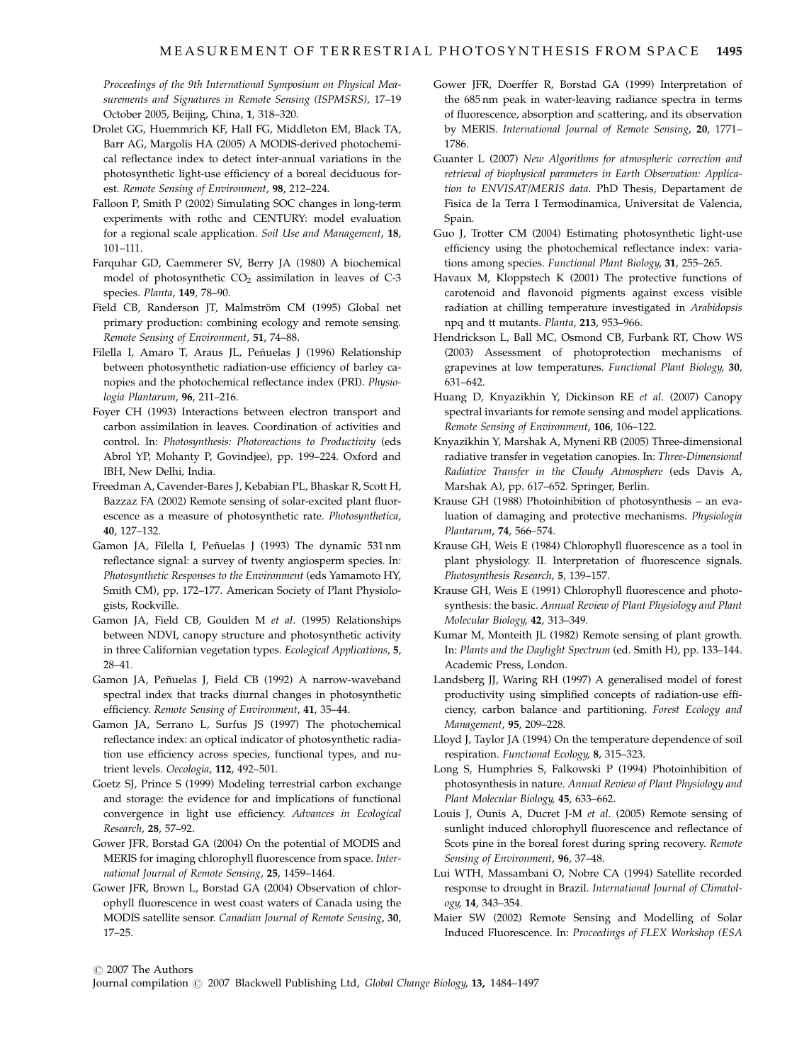*Proceedings of the 9th International Symposium on Physical Measurements and Signatures in Remote Sensing (ISPMSRS)*, 17–19 October 2005, Beijing, China, **1**, 318–320.

Drolet GG, Huemmrich KF, Hall FG, Middleton EM, Black TA, Barr AG, Margolis HA (2005) A MODIS-derived photochemical reflectance index to detect inter-annual variations in the photosynthetic light-use efficiency of a boreal deciduous forest. *Remote Sensing of Environment*, **98**, 212–224.

Falloon P, Smith P (2002) Simulating SOC changes in long-term experiments with rothc and CENTURY: model evaluation for a regional scale application. *Soil Use and Management*, **18**, 101–111.

Farquhar GD, Caemmerer SV, Berry JA (1980) A biochemical model of photosynthetic $CO_2$ assimilation in leaves of C-3 species. *Planta*, **149**, 78–90.

Field CB, Randerson JT, Malmström CM (1995) Global net primary production: combining ecology and remote sensing. *Remote Sensing of Environment*, **51**, 74–88.

Filella I, Amaro T, Araus JL, Peñuelas J (1996) Relationship between photosynthetic radiation-use efficiency of barley canopies and the photochemical reflectance index (PRI). *Physiologia Plantarum*, **96**, 211–216.

Foyer CH (1993) Interactions between electron transport and carbon assimilation in leaves. Coordination of activities and control. In: *Photosynthesis: Photoreactions to Productivity* (eds Abrol YP, Mohanty P, Govindjee), pp. 199–224. Oxford and IBH, New Delhi, India.

Freedman A, Cavender-Bares J, Kebabian PL, Bhaskar R, Scott H, Bazzaz FA (2002) Remote sensing of solar-excited plant fluorescence as a measure of photosynthetic rate. *Photosynthetica*, **40**, 127–132.

Gamon JA, Filella I, Peñuelas J (1993) The dynamic 531 nm reflectance signal: a survey of twenty angiosperm species. In: *Photosynthetic Responses to the Environment* (eds Yamamoto HY, Smith CM), pp. 172–177. American Society of Plant Physiologists, Rockville.

Gamon JA, Field CB, Goulden M *et al*. (1995) Relationships between NDVI, canopy structure and photosynthetic activity in three Californian vegetation types. *Ecological Applications*, **5**, 28–41.

Gamon JA, Peñuelas J, Field CB (1992) A narrow-waveband spectral index that tracks diurnal changes in photosynthetic efficiency. *Remote Sensing of Environment*, **41**, 35–44.

Gamon JA, Serrano L, Surfus JS (1997) The photochemical reflectance index: an optical indicator of photosynthetic radiation use efficiency across species, functional types, and nutrient levels. *Oecologia*, **112**, 492–501.

Goetz SJ, Prince S (1999) Modeling terrestrial carbon exchange and storage: the evidence for and implications of functional convergence in light use efficiency. *Advances in Ecological Research*, **28**, 57–92.

Gower JFR, Borstad GA (2004) On the potential of MODIS and MERIS for imaging chlorophyll fluorescence from space. *International Journal of Remote Sensing*, **25**, 1459–1464.

Gower JFR, Brown L, Borstad GA (2004) Observation of chlorophyll fluorescence in west coast waters of Canada using the MODIS satellite sensor. *Canadian Journal of Remote Sensing*, **30**, 17–25.

Gower JFR, Doerffer R, Borstad GA (1999) Interpretation of the 685 nm peak in water-leaving radiance spectra in terms of fluorescence, absorption and scattering, and its observation by MERIS. *International Journal of Remote Sensing*, **20**, 1771–1786.

Guanter L (2007) *New Algorithms for atmospheric correction and retrieval of biophysical parameters in Earth Observation: Application to ENVISAT/MERIS data*. PhD Thesis, Departament de Fisica de la Terra I Termodinamica, Universitat de Valencia, Spain.

Guo J, Trotter CM (2004) Estimating photosynthetic light-use efficiency using the photochemical reflectance index: variations among species. *Functional Plant Biology*, **31**, 255–265.

Havaux M, Kloppstech K (2001) The protective functions of carotenoid and flavonoid pigments against excess visible radiation at chilling temperature investigated in *Arabidopsis* npq and tt mutants. *Planta*, **213**, 953–966.

Hendrickson L, Ball MC, Osmond CB, Furbank RT, Chow WS (2003) Assessment of photoprotection mechanisms of grapevines at low temperatures. *Functional Plant Biology*, **30**, 631–642.

Huang D, Knyazikhin Y, Dickinson RE *et al*. (2007) Canopy spectral invariants for remote sensing and model applications. *Remote Sensing of Environment*, **106**, 106–122.

Knyazikhin Y, Marshak A, Myneni RB (2005) Three-dimensional radiative transfer in vegetation canopies. In: *Three-Dimensional Radiative Transfer in the Cloudy Atmosphere* (eds Davis A, Marshak A), pp. 617–652. Springer, Berlin.

Krause GH (1988) Photoinhibition of photosynthesis – an evaluation of damaging and protective mechanisms. *Physiologia Plantarum*, **74**, 566–574.

Krause GH, Weis E (1984) Chlorophyll fluorescence as a tool in plant physiology. II. Interpretation of fluorescence signals. *Photosynthesis Research*, **5**, 139–157.

Krause GH, Weis E (1991) Chlorophyll fluorescence and photosynthesis: the basic. *Annual Review of Plant Physiology and Plant Molecular Biology*, **42**, 313–349.

Kumar M, Monteith JL (1982) Remote sensing of plant growth. In: *Plants and the Daylight Spectrum* (ed. Smith H), pp. 133–144. Academic Press, London.

Landsberg JJ, Waring RH (1997) A generalised model of forest productivity using simplified concepts of radiation-use efficiency, carbon balance and partitioning. *Forest Ecology and Management*, **95**, 209–228.

Lloyd J, Taylor JA (1994) On the temperature dependence of soil respiration. *Functional Ecology*, **8**, 315–323.

Long S, Humphries S, Falkowski P (1994) Photoinhibition of photosynthesis in nature. *Annual Review of Plant Physiology and Plant Molecular Biology*, **45**, 633–662.

Louis J, Ounis A, Ducret J-M *et al*. (2005) Remote sensing of sunlight induced chlorophyll fluorescence and reflectance of Scots pine in the boreal forest during spring recovery. *Remote Sensing of Environment*, **96**, 37–48.

Lui WTH, Massambani O, Nobre CA (1994) Satellite recorded response to drought in Brazil. *International Journal of Climatology*, **14**, 343–354.

Maier SW (2002) Remote Sensing and Modelling of Solar Induced Fluorescence. In: *Proceedings of FLEX Workshop (ESA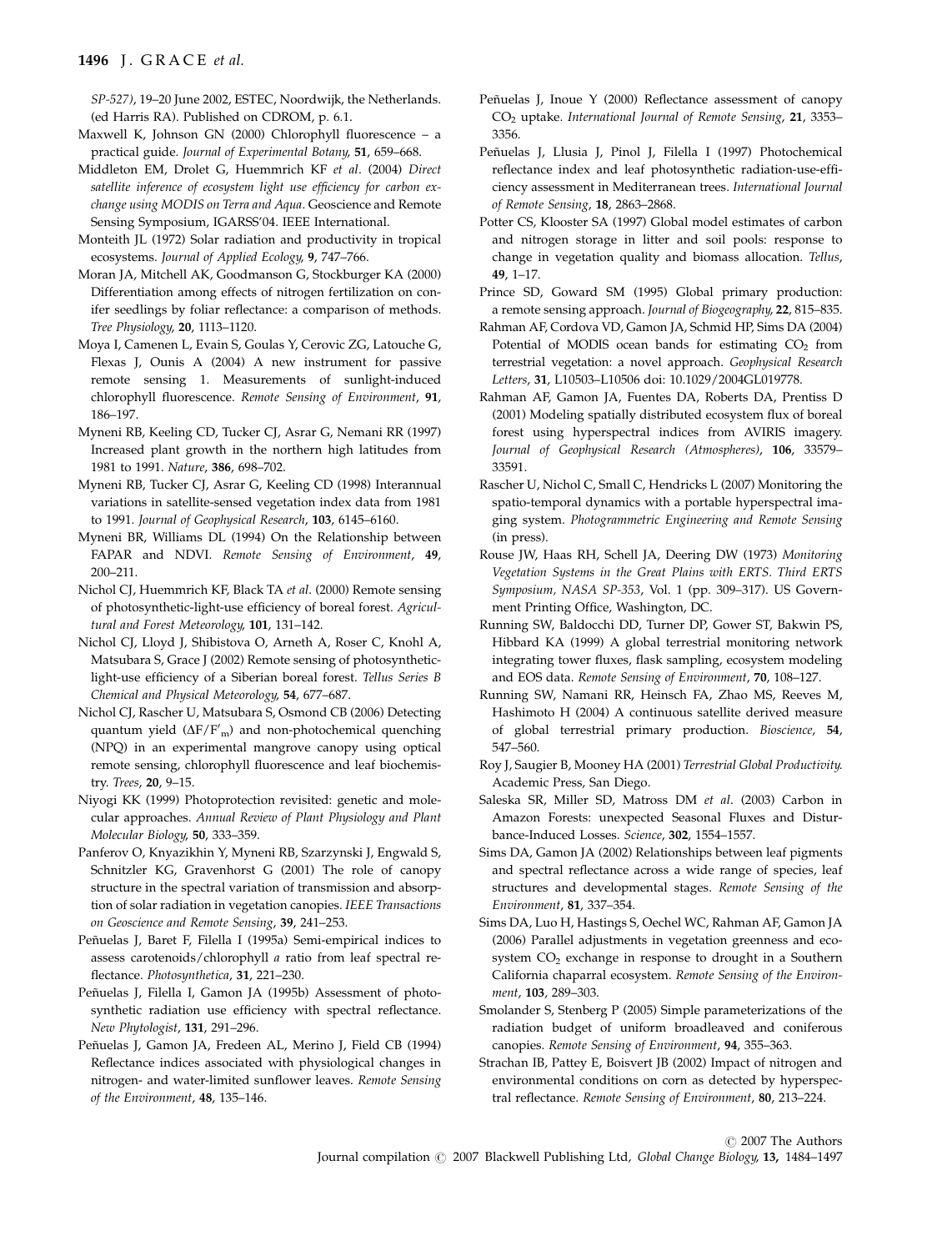*SP-527)*, 19–20 June 2002, ESTEC, Noordwijk, the Netherlands. (ed Harris RA). Published on CDROM, p. 6.1.

Maxwell K, Johnson GN (2000) Chlorophyll fluorescence – a practical guide. *Journal of Experimental Botany*, **51**, 659–668.

Middleton EM, Drolet G, Huemmrich KF *et al*. (2004) *Direct satellite inference of ecosystem light use efficiency for carbon exchange using MODIS on Terra and Aqua*. Geoscience and Remote Sensing Symposium, IGARSS'04. IEEE International.

Monteith JL (1972) Solar radiation and productivity in tropical ecosystems. *Journal of Applied Ecology*, **9**, 747–766.

Moran JA, Mitchell AK, Goodmanson G, Stockburger KA (2000) Differentiation among effects of nitrogen fertilization on conifer seedlings by foliar reflectance: a comparison of methods. *Tree Physiology*, **20**, 1113–1120.

Moya I, Camenen L, Evain S, Goulas Y, Cerovic ZG, Latouche G, Flexas J, Ounis A (2004) A new instrument for passive remote sensing 1. Measurements of sunlight-induced chlorophyll fluorescence. *Remote Sensing of Environment*, **91**, 186–197.

Myneni RB, Keeling CD, Tucker CJ, Asrar G, Nemani RR (1997) Increased plant growth in the northern high latitudes from 1981 to 1991. *Nature*, **386**, 698–702.

Myneni RB, Tucker CJ, Asrar G, Keeling CD (1998) Interannual variations in satellite-sensed vegetation index data from 1981 to 1991. *Journal of Geophysical Research*, **103**, 6145–6160.

Myneni BR, Williams DL (1994) On the Relationship between FAPAR and NDVI. *Remote Sensing of Environment*, **49**, 200–211.

Nichol CJ, Huemmrich KF, Black TA *et al*. (2000) Remote sensing of photosynthetic-light-use efficiency of boreal forest. *Agricultural and Forest Meteorology*, **101**, 131–142.

Nichol CJ, Lloyd J, Shibistova O, Arneth A, Roser C, Knohl A, Matsubara S, Grace J (2002) Remote sensing of photosynthetic-light-use efficiency of a Siberian boreal forest. *Tellus Series B Chemical and Physical Meteorology*, **54**, 677–687.

Nichol CJ, Rascher U, Matsubara S, Osmond CB (2006) Detecting quantum yield ($\Delta F/F'_m$) and non-photochemical quenching (NPQ) in an experimental mangrove canopy using optical remote sensing, chlorophyll fluorescence and leaf biochemistry. *Trees*, **20**, 9–15.

Niyogi KK (1999) Photoprotection revisited: genetic and molecular approaches. *Annual Review of Plant Physiology and Plant Molecular Biology*, **50**, 333–359.

Panferov O, Knyazikhin Y, Myneni RB, Szarzynski J, Engwald S, Schnitzler KG, Gravenhorst G (2001) The role of canopy structure in the spectral variation of transmission and absorption of solar radiation in vegetation canopies. *IEEE Transactions on Geoscience and Remote Sensing*, **39**, 241–253.

Peñuelas J, Baret F, Filella I (1995a) Semi-empirical indices to assess carotenoids/chlorophyll *a* ratio from leaf spectral reflectance. *Photosynthetica*, **31**, 221–230.

Peñuelas J, Filella I, Gamon JA (1995b) Assessment of photosynthetic radiation use efficiency with spectral reflectance. *New Phytologist*, **131**, 291–296.

Peñuelas J, Gamon JA, Fredeen AL, Merino J, Field CB (1994) Reflectance indices associated with physiological changes in nitrogen- and water-limited sunflower leaves. *Remote Sensing of the Environment*, **48**, 135–146.

Peñuelas J, Inoue Y (2000) Reflectance assessment of canopy $CO_2$ uptake. *International Journal of Remote Sensing*, **21**, 3353–3356.

Peñuelas J, Llusia J, Pinol J, Filella I (1997) Photochemical reflectance index and leaf photosynthetic radiation-use-efficiency assessment in Mediterranean trees. *International Journal of Remote Sensing*, **18**, 2863–2868.

Potter CS, Klooster SA (1997) Global model estimates of carbon and nitrogen storage in litter and soil pools: response to change in vegetation quality and biomass allocation. *Tellus*, **49**, 1–17.

Prince SD, Goward SM (1995) Global primary production: a remote sensing approach. *Journal of Biogeography*, **22**, 815–835.

Rahman AF, Cordova VD, Gamon JA, Schmid HP, Sims DA (2004) Potential of MODIS ocean bands for estimating $CO_2$ from terrestrial vegetation: a novel approach. *Geophysical Research Letters*, **31**, L10503–L10506 doi: 10.1029/2004GL019778.

Rahman AF, Gamon JA, Fuentes DA, Roberts DA, Prentiss D (2001) Modeling spatially distributed ecosystem flux of boreal forest using hyperspectral indices from AVIRIS imagery. *Journal of Geophysical Research (Atmospheres)*, **106**, 33579–33591.

Rascher U, Nichol C, Small C, Hendricks L (2007) Monitoring the spatio-temporal dynamics with a portable hyperspectral imaging system. *Photogrammetric Engineering and Remote Sensing* (in press).

Rouse JW, Haas RH, Schell JA, Deering DW (1973) *Monitoring Vegetation Systems in the Great Plains with ERTS. Third ERTS Symposium, NASA SP-353*, Vol. 1 (pp. 309–317). US Government Printing Office, Washington, DC.

Running SW, Baldocchi DD, Turner DP, Gower ST, Bakwin PS, Hibbard KA (1999) A global terrestrial monitoring network integrating tower fluxes, flask sampling, ecosystem modeling and EOS data. *Remote Sensing of Environment*, **70**, 108–127.

Running SW, Namani RR, Heinsch FA, Zhao MS, Reeves M, Hashimoto H (2004) A continuous satellite derived measure of global terrestrial primary production. *Bioscience*, **54**, 547–560.

Roy J, Saugier B, Mooney HA (2001) *Terrestrial Global Productivity*. Academic Press, San Diego.

Saleska SR, Miller SD, Matross DM *et al*. (2003) Carbon in Amazon Forests: unexpected Seasonal Fluxes and Disturbance-Induced Losses. *Science*, **302**, 1554–1557.

Sims DA, Gamon JA (2002) Relationships between leaf pigments and spectral reflectance across a wide range of species, leaf structures and developmental stages. *Remote Sensing of the Environment*, **81**, 337–354.

Sims DA, Luo H, Hastings S, Oechel WC, Rahman AF, Gamon JA (2006) Parallel adjustments in vegetation greenness and ecosystem $CO_2$ exchange in response to drought in a Southern California chaparral ecosystem. *Remote Sensing of the Environment*, **103**, 289–303.

Smolander S, Stenberg P (2005) Simple parameterizations of the radiation budget of uniform broadleaved and coniferous canopies. *Remote Sensing of Environment*, **94**, 355–363.

Strachan IB, Pattey E, Boisvert JB (2002) Impact of nitrogen and environmental conditions on corn as detected by hyperspectral reflectance. *Remote Sensing of Environment*, **80**, 213–224.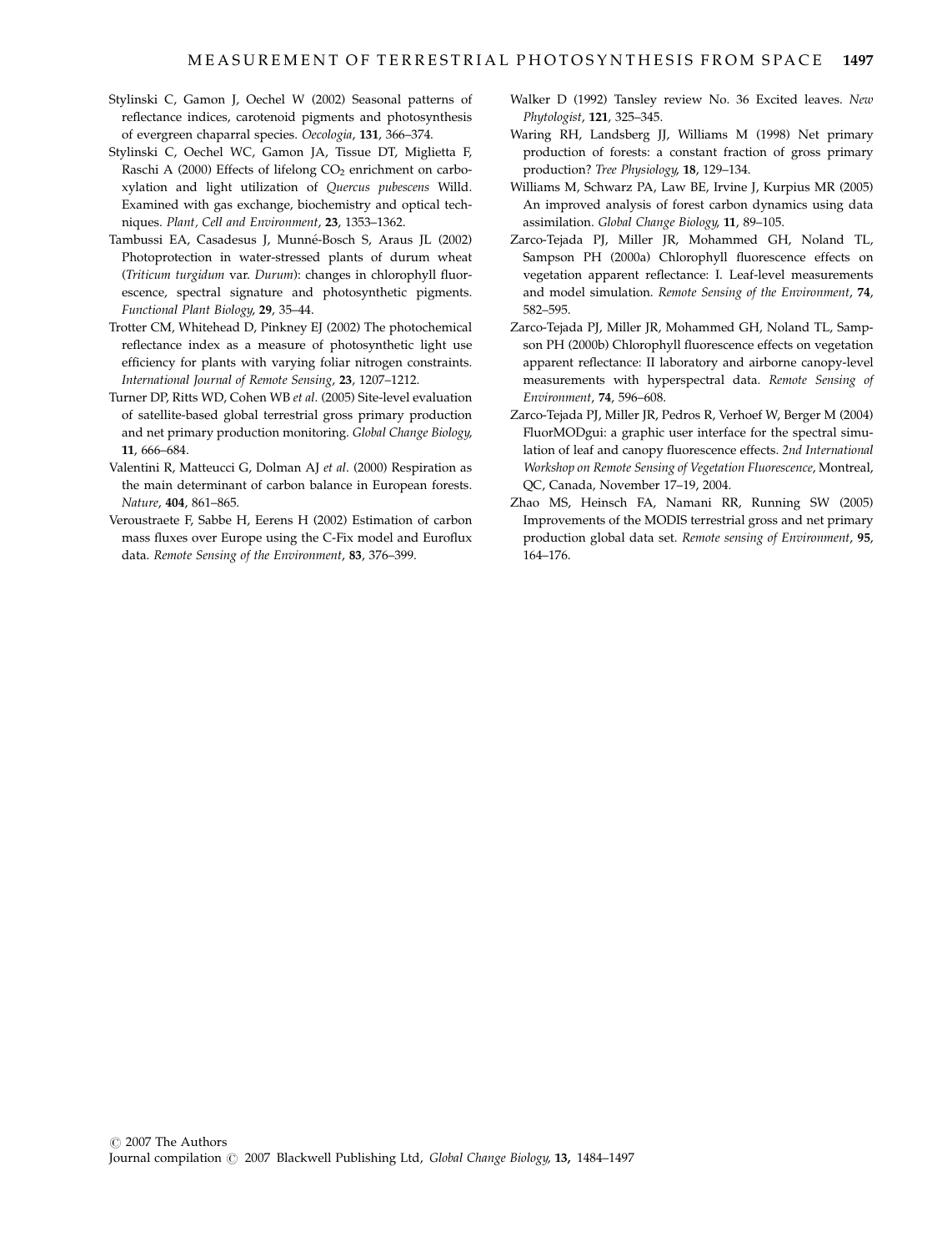Stylinski C, Gamon J, Oechel W (2002) Seasonal patterns of reflectance indices, carotenoid pigments and photosynthesis of evergreen chaparral species. *Oecologia*, **131**, 366–374.

Stylinski C, Oechel WC, Gamon JA, Tissue DT, Miglietta F, Raschi A (2000) Effects of lifelong $CO_2$ enrichment on carboxylation and light utilization of *Quercus pubescens* Willd. Examined with gas exchange, biochemistry and optical techniques. *Plant, Cell and Environment*, **23**, 1353–1362.

Tambussi EA, Casadesus J, Munné-Bosch S, Araus JL (2002) Photoprotection in water-stressed plants of durum wheat (*Triticum turgidum* var. *Durum*): changes in chlorophyll fluorescence, spectral signature and photosynthetic pigments. *Functional Plant Biology*, **29**, 35–44.

Trotter CM, Whitehead D, Pinkney EJ (2002) The photochemical reflectance index as a measure of photosynthetic light use efficiency for plants with varying foliar nitrogen constraints. *International Journal of Remote Sensing*, **23**, 1207–1212.

Turner DP, Ritts WD, Cohen WB *et al*. (2005) Site-level evaluation of satellite-based global terrestrial gross primary production and net primary production monitoring. *Global Change Biology*, **11**, 666–684.

Valentini R, Matteucci G, Dolman AJ *et al*. (2000) Respiration as the main determinant of carbon balance in European forests. *Nature*, **404**, 861–865.

Veroustraete F, Sabbe H, Eerens H (2002) Estimation of carbon mass fluxes over Europe using the C-Fix model and Euroflux data. *Remote Sensing of the Environment*, **83**, 376–399.

Walker D (1992) Tansley review No. 36 Excited leaves. *New Phytologist*, **121**, 325–345.

Waring RH, Landsberg JJ, Williams M (1998) Net primary production of forests: a constant fraction of gross primary production? *Tree Physiology*, **18**, 129–134.

Williams M, Schwarz PA, Law BE, Irvine J, Kurpius MR (2005) An improved analysis of forest carbon dynamics using data assimilation. *Global Change Biology*, **11**, 89–105.

Zarco-Tejada PJ, Miller JR, Mohammed GH, Noland TL, Sampson PH (2000a) Chlorophyll fluorescence effects on vegetation apparent reflectance: I. Leaf-level measurements and model simulation. *Remote Sensing of the Environment*, **74**, 582–595.

Zarco-Tejada PJ, Miller JR, Mohammed GH, Noland TL, Sampson PH (2000b) Chlorophyll fluorescence effects on vegetation apparent reflectance: II laboratory and airborne canopy-level measurements with hyperspectral data. *Remote Sensing of Environment*, **74**, 596–608.

Zarco-Tejada PJ, Miller JR, Pedros R, Verhoef W, Berger M (2004) FluorMODgui: a graphic user interface for the spectral simulation of leaf and canopy fluorescence effects. *2nd International Workshop on Remote Sensing of Vegetation Fluorescence*, Montreal, QC, Canada, November 17–19, 2004.

Zhao MS, Heinsch FA, Namani RR, Running SW (2005) Improvements of the MODIS terrestrial gross and net primary production global data set. *Remote sensing of Environment*, **95**, 164–176.